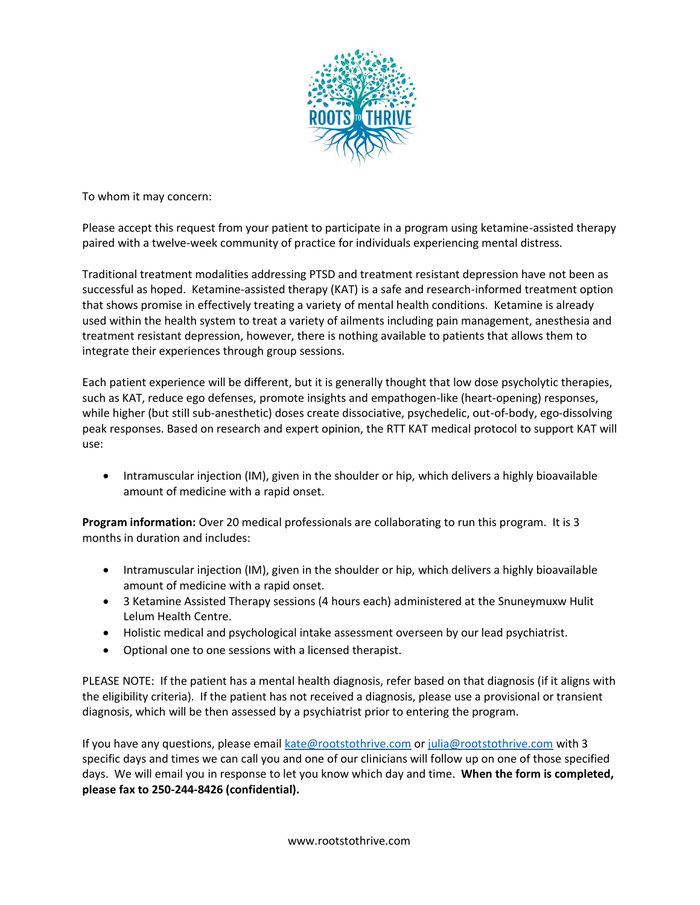ROOTS TO THRIVE

To whom it may concern:

Please accept this request from your patient to participate in a program using ketamine-assisted therapy paired with a twelve-week community of practice for individuals experiencing mental distress.

Traditional treatment modalities addressing PTSD and treatment resistant depression have not been as successful as hoped. Ketamine-assisted therapy (KAT) is a safe and research-informed treatment option that shows promise in effectively treating a variety of mental health conditions. Ketamine is already used within the health system to treat a variety of ailments including pain management, anesthesia and treatment resistant depression, however, there is nothing available to patients that allows them to integrate their experiences through group sessions.

Each patient experience will be different, but it is generally thought that low dose psycholytic therapies, such as KAT, reduce ego defenses, promote insights and empathogen-like (heart-opening) responses, while higher (but still sub-anesthetic) doses create dissociative, psychedelic, out-of-body, ego-dissolving peak responses. Based on research and expert opinion, the RTT KAT medical protocol to support KAT will use:

- Intramuscular injection (IM), given in the shoulder or hip, which delivers a highly bioavailable amount of medicine with a rapid onset.

**Program information:** Over 20 medical professionals are collaborating to run this program. It is 3 months in duration and includes:

- Intramuscular injection (IM), given in the shoulder or hip, which delivers a highly bioavailable amount of medicine with a rapid onset.
- 3 Ketamine Assisted Therapy sessions (4 hours each) administered at the Snuneymuxw Hulit Lelum Health Centre.
- Holistic medical and psychological intake assessment overseen by our lead psychiatrist.
- Optional one to one sessions with a licensed therapist.

PLEASE NOTE: If the patient has a mental health diagnosis, refer based on that diagnosis (if it aligns with the eligibility criteria). If the patient has not received a diagnosis, please use a provisional or transient diagnosis, which will be then assessed by a psychiatrist prior to entering the program.

If you have any questions, please email kate@rootstothrive.com or julia@rootstothrive.com with 3 specific days and times we can call you and one of our clinicians will follow up on one of those specified days. We will email you in response to let you know which day and time. **When the form is completed, please fax to 250-244-8426 (confidential).**

www.rootstothrive.com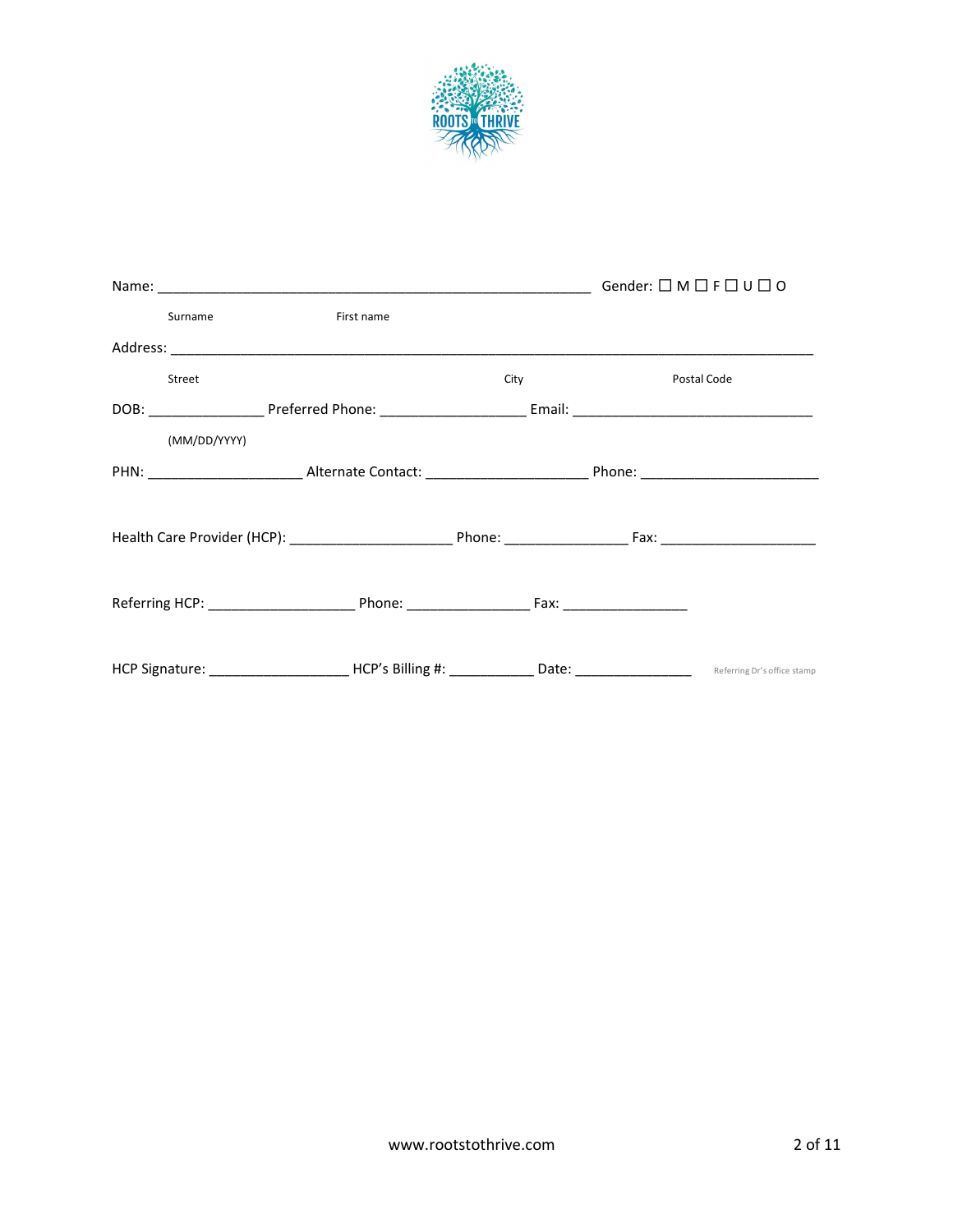ROOTS TO THRIVE

Name: _______________________________________________________ Gender: ☐ M ☐ F ☐ U ☐ O

Surname First name

Address: ___________________________________________________________________________________

Street City Postal Code

DOB: _______________ Preferred Phone: ___________________ Email: _______________________________

(MM/DD/YYYY)

PHN: ____________________ Alternate Contact: _____________________ Phone: _______________________

Health Care Provider (HCP): _____________________ Phone: ________________ Fax: ____________________

Referring HCP: ___________________ Phone: ________________ Fax: ________________

HCP Signature: __________________ HCP's Billing #: ___________ Date: _______________ Referring Dr's office stamp

www.rootstothrive.com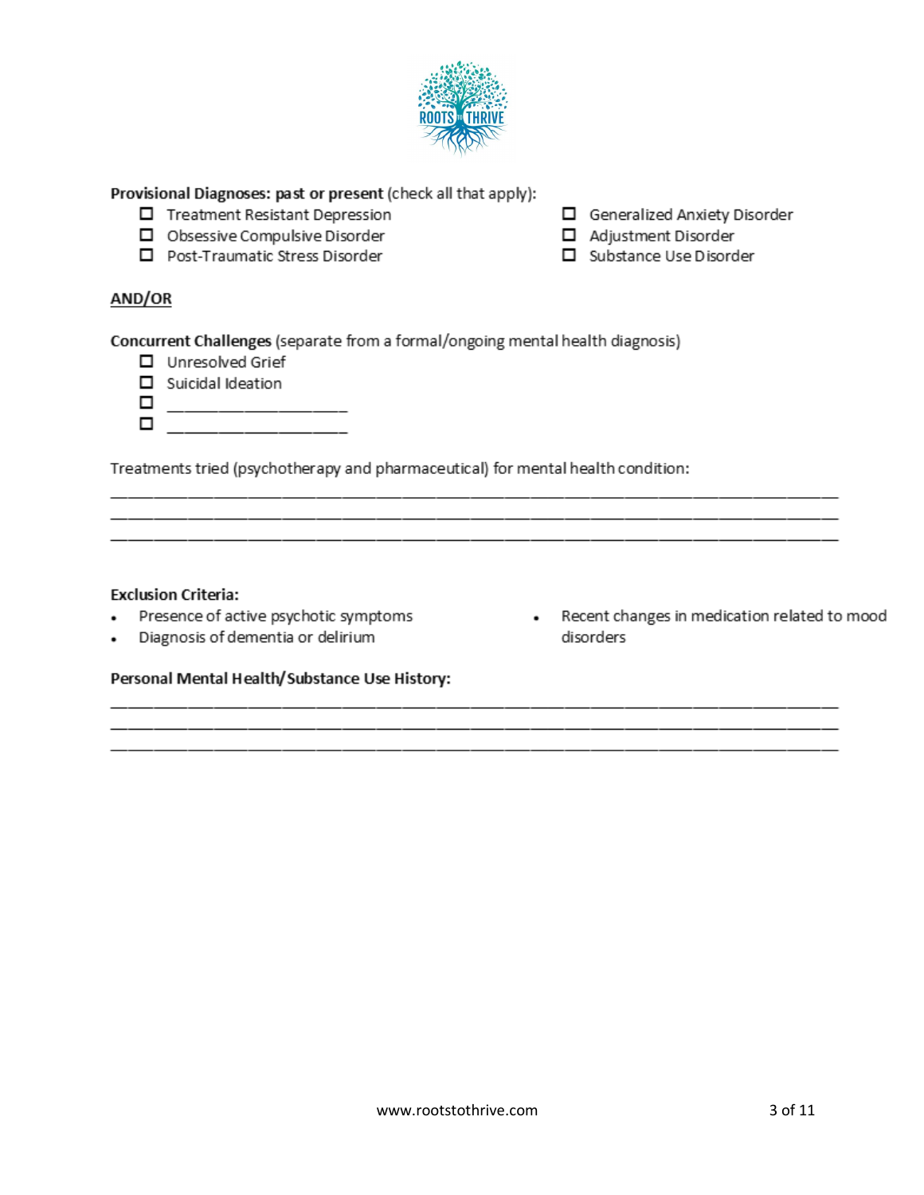**Provisional Diagnoses: past or present** (check all that apply):

- ☐ Treatment Resistant Depression
- ☐ Obsessive Compulsive Disorder
- ☐ Post-Traumatic Stress Disorder
- ☐ Generalized Anxiety Disorder
- ☐ Adjustment Disorder
- ☐ Substance Use Disorder

**AND/OR**

**Concurrent Challenges** (separate from a formal/ongoing mental health diagnosis)

- ☐ Unresolved Grief
- ☐ Suicidal Ideation
- ☐ ____________________
- ☐ ____________________

Treatments tried (psychotherapy and pharmaceutical) for mental health condition:

________________________________________________________________________________
________________________________________________________________________________
________________________________________________________________________________

**Exclusion Criteria:**

- Presence of active psychotic symptoms
- Diagnosis of dementia or delirium
- Recent changes in medication related to mood disorders

**Personal Mental Health/Substance Use History:**

________________________________________________________________________________
________________________________________________________________________________
________________________________________________________________________________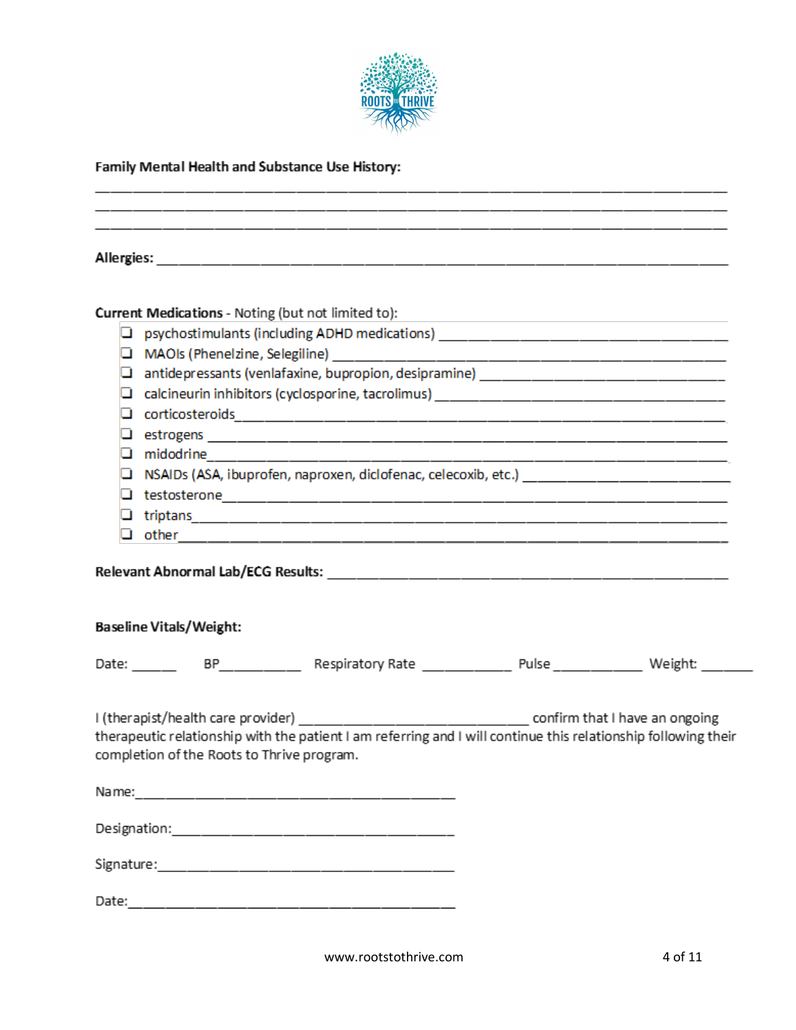**Family Mental Health and Substance Use History:**

_______________________________________________________________________________
_______________________________________________________________________________
_______________________________________________________________________________

**Allergies:** _______________________________________________________________________

**Current Medications** - Noting (but not limited to):

- ☐ psychostimulants (including ADHD medications) ________________________________
- ☐ MAOIs (Phenelzine, Selegiline) ________________________________________________
- ☐ antidepressants (venlafaxine, bupropion, desipramine) __________________________
- ☐ calcineurin inhibitors (cyclosporine, tacrolimus) ______________________________
- ☐ corticosteroids________________________________________________________________
- ☐ estrogens ______________________________________________________________________
- ☐ midodrine_______________________________________________________________________
- ☐ NSAIDs (ASA, ibuprofen, naproxen, diclofenac, celecoxib, etc.) _________________
- ☐ testosterone____________________________________________________________________
- ☐ triptans________________________________________________________________________
- ☐ other___________________________________________________________________________

**Relevant Abnormal Lab/ECG Results:** _______________________________________________

**Baseline Vitals/Weight:**

Date: ______ BP__________ Respiratory Rate ___________ Pulse ___________ Weight: _______

I (therapist/health care provider) ______________________________ confirm that I have an ongoing therapeutic relationship with the patient I am referring and I will continue this relationship following their completion of the Roots to Thrive program.

Name:_________________________________________

Designation:____________________________________

Signature:______________________________________

Date:__________________________________________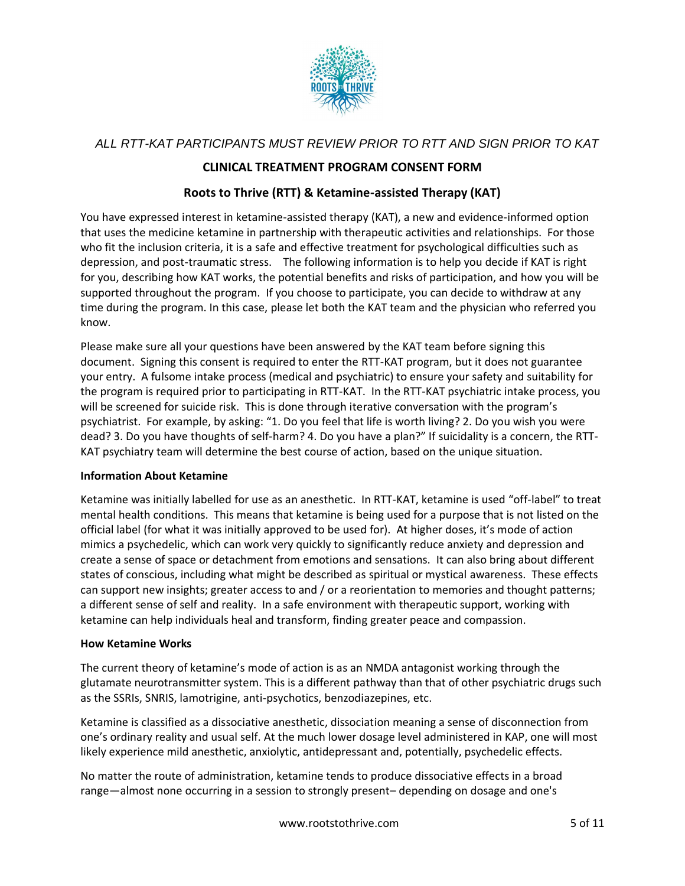*ALL RTT-KAT PARTICIPANTS MUST REVIEW PRIOR TO RTT AND SIGN PRIOR TO KAT*

## CLINICAL TREATMENT PROGRAM CONSENT FORM

## Roots to Thrive (RTT) & Ketamine-assisted Therapy (KAT)

You have expressed interest in ketamine-assisted therapy (KAT), a new and evidence-informed option that uses the medicine ketamine in partnership with therapeutic activities and relationships. For those who fit the inclusion criteria, it is a safe and effective treatment for psychological difficulties such as depression, and post-traumatic stress. The following information is to help you decide if KAT is right for you, describing how KAT works, the potential benefits and risks of participation, and how you will be supported throughout the program. If you choose to participate, you can decide to withdraw at any time during the program. In this case, please let both the KAT team and the physician who referred you know.

Please make sure all your questions have been answered by the KAT team before signing this document. Signing this consent is required to enter the RTT-KAT program, but it does not guarantee your entry. A fulsome intake process (medical and psychiatric) to ensure your safety and suitability for the program is required prior to participating in RTT-KAT. In the RTT-KAT psychiatric intake process, you will be screened for suicide risk. This is done through iterative conversation with the program's psychiatrist. For example, by asking: "1. Do you feel that life is worth living? 2. Do you wish you were dead? 3. Do you have thoughts of self-harm? 4. Do you have a plan?" If suicidality is a concern, the RTT-KAT psychiatry team will determine the best course of action, based on the unique situation.

**Information About Ketamine**

Ketamine was initially labelled for use as an anesthetic. In RTT-KAT, ketamine is used "off-label" to treat mental health conditions. This means that ketamine is being used for a purpose that is not listed on the official label (for what it was initially approved to be used for). At higher doses, it's mode of action mimics a psychedelic, which can work very quickly to significantly reduce anxiety and depression and create a sense of space or detachment from emotions and sensations. It can also bring about different states of conscious, including what might be described as spiritual or mystical awareness. These effects can support new insights; greater access to and / or a reorientation to memories and thought patterns; a different sense of self and reality. In a safe environment with therapeutic support, working with ketamine can help individuals heal and transform, finding greater peace and compassion.

**How Ketamine Works**

The current theory of ketamine's mode of action is as an NMDA antagonist working through the glutamate neurotransmitter system. This is a different pathway than that of other psychiatric drugs such as the SSRIs, SNRIS, lamotrigine, anti-psychotics, benzodiazepines, etc.

Ketamine is classified as a dissociative anesthetic, dissociation meaning a sense of disconnection from one's ordinary reality and usual self. At the much lower dosage level administered in KAP, one will most likely experience mild anesthetic, anxiolytic, antidepressant and, potentially, psychedelic effects.

No matter the route of administration, ketamine tends to produce dissociative effects in a broad range—almost none occurring in a session to strongly present– depending on dosage and one's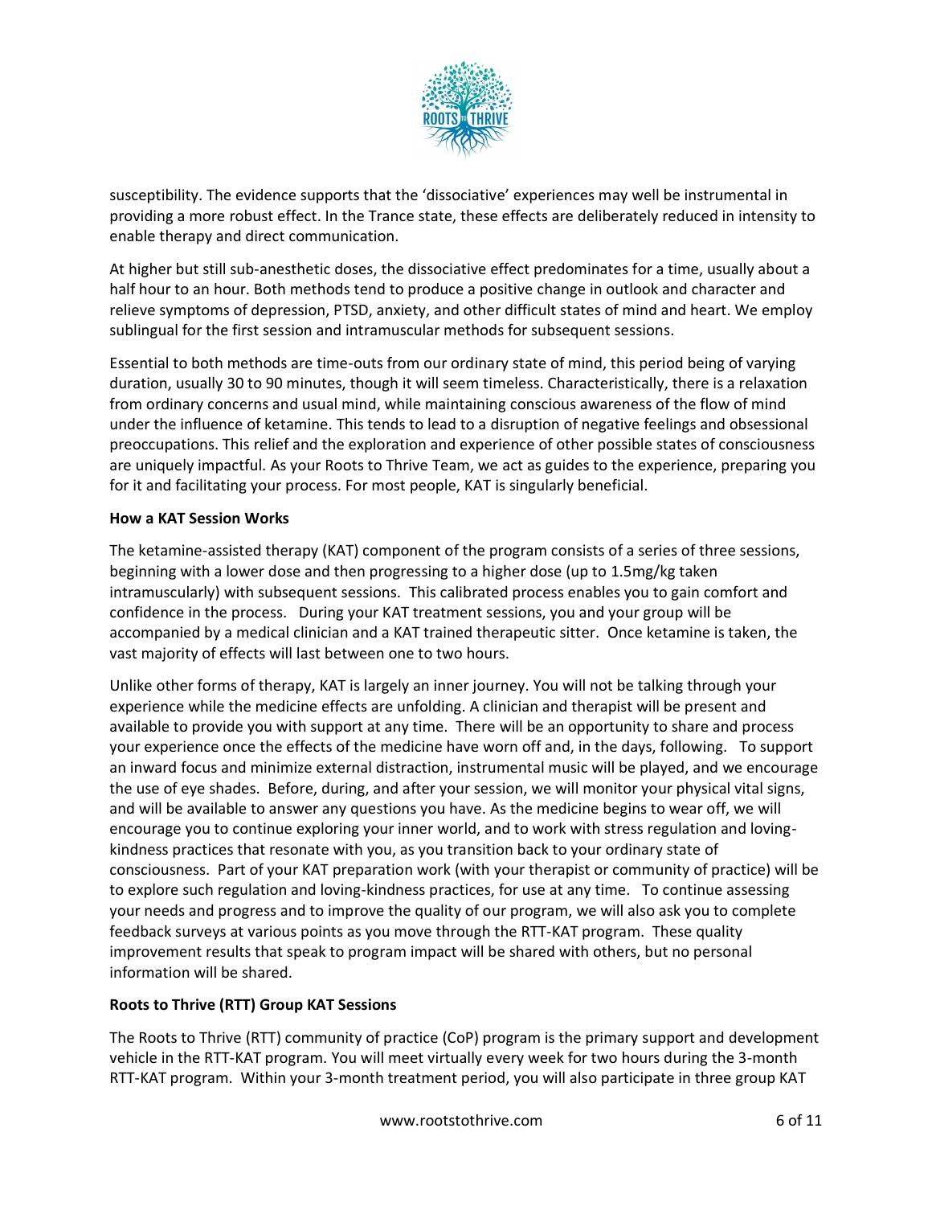susceptibility. The evidence supports that the 'dissociative' experiences may well be instrumental in providing a more robust effect. In the Trance state, these effects are deliberately reduced in intensity to enable therapy and direct communication.

At higher but still sub-anesthetic doses, the dissociative effect predominates for a time, usually about a half hour to an hour. Both methods tend to produce a positive change in outlook and character and relieve symptoms of depression, PTSD, anxiety, and other difficult states of mind and heart. We employ sublingual for the first session and intramuscular methods for subsequent sessions.

Essential to both methods are time-outs from our ordinary state of mind, this period being of varying duration, usually 30 to 90 minutes, though it will seem timeless. Characteristically, there is a relaxation from ordinary concerns and usual mind, while maintaining conscious awareness of the flow of mind under the influence of ketamine. This tends to lead to a disruption of negative feelings and obsessional preoccupations. This relief and the exploration and experience of other possible states of consciousness are uniquely impactful. As your Roots to Thrive Team, we act as guides to the experience, preparing you for it and facilitating your process. For most people, KAT is singularly beneficial.

**How a KAT Session Works**

The ketamine-assisted therapy (KAT) component of the program consists of a series of three sessions, beginning with a lower dose and then progressing to a higher dose (up to 1.5mg/kg taken intramuscularly) with subsequent sessions. This calibrated process enables you to gain comfort and confidence in the process. During your KAT treatment sessions, you and your group will be accompanied by a medical clinician and a KAT trained therapeutic sitter. Once ketamine is taken, the vast majority of effects will last between one to two hours.

Unlike other forms of therapy, KAT is largely an inner journey. You will not be talking through your experience while the medicine effects are unfolding. A clinician and therapist will be present and available to provide you with support at any time. There will be an opportunity to share and process your experience once the effects of the medicine have worn off and, in the days, following. To support an inward focus and minimize external distraction, instrumental music will be played, and we encourage the use of eye shades. Before, during, and after your session, we will monitor your physical vital signs, and will be available to answer any questions you have. As the medicine begins to wear off, we will encourage you to continue exploring your inner world, and to work with stress regulation and loving-kindness practices that resonate with you, as you transition back to your ordinary state of consciousness. Part of your KAT preparation work (with your therapist or community of practice) will be to explore such regulation and loving-kindness practices, for use at any time. To continue assessing your needs and progress and to improve the quality of our program, we will also ask you to complete feedback surveys at various points as you move through the RTT-KAT program. These quality improvement results that speak to program impact will be shared with others, but no personal information will be shared.

**Roots to Thrive (RTT) Group KAT Sessions**

The Roots to Thrive (RTT) community of practice (CoP) program is the primary support and development vehicle in the RTT-KAT program. You will meet virtually every week for two hours during the 3-month RTT-KAT program. Within your 3-month treatment period, you will also participate in three group KAT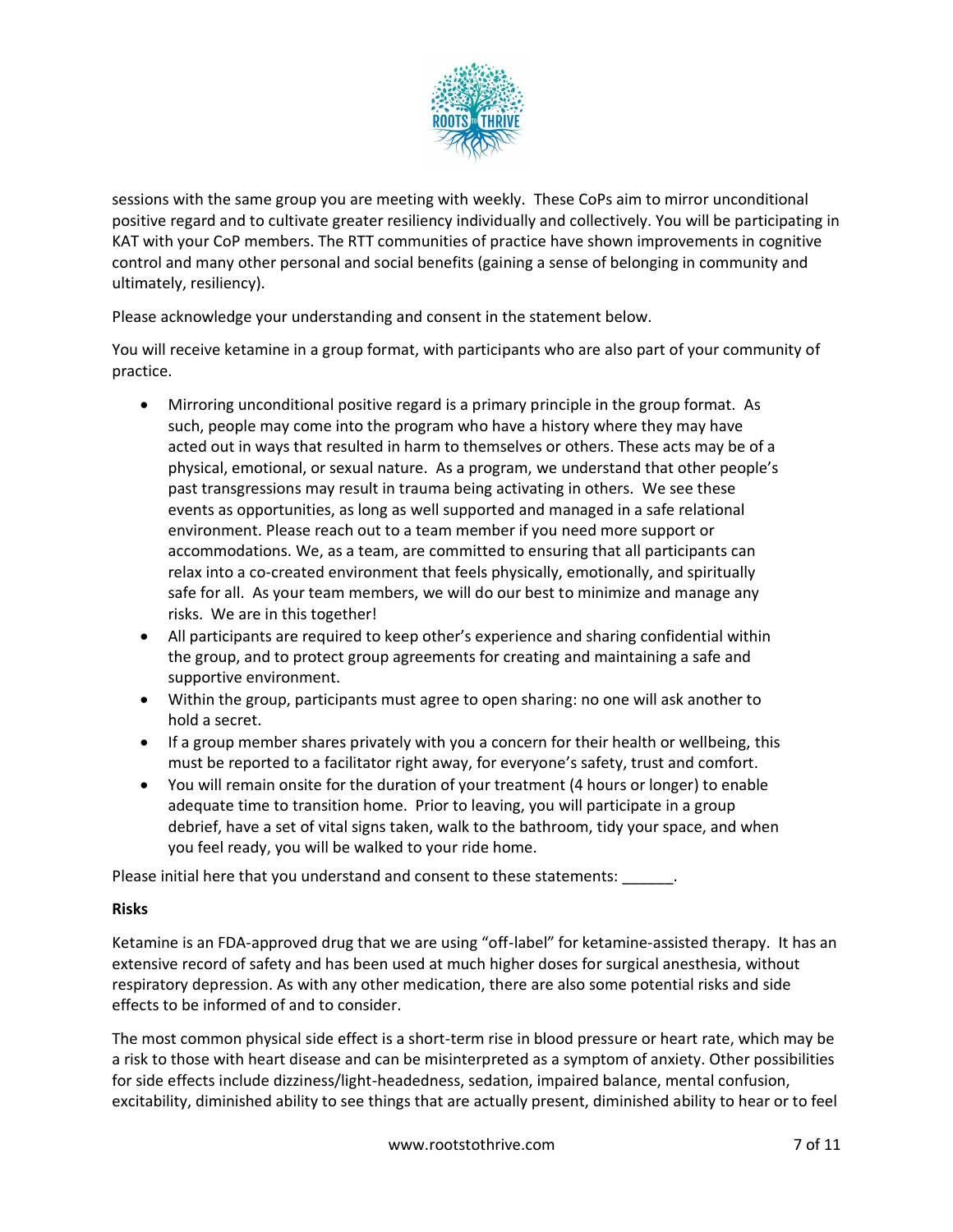sessions with the same group you are meeting with weekly. These CoPs aim to mirror unconditional positive regard and to cultivate greater resiliency individually and collectively. You will be participating in KAT with your CoP members. The RTT communities of practice have shown improvements in cognitive control and many other personal and social benefits (gaining a sense of belonging in community and ultimately, resiliency).

Please acknowledge your understanding and consent in the statement below.

You will receive ketamine in a group format, with participants who are also part of your community of practice.

- Mirroring unconditional positive regard is a primary principle in the group format. As such, people may come into the program who have a history where they may have acted out in ways that resulted in harm to themselves or others. These acts may be of a physical, emotional, or sexual nature. As a program, we understand that other people's past transgressions may result in trauma being activating in others. We see these events as opportunities, as long as well supported and managed in a safe relational environment. Please reach out to a team member if you need more support or accommodations. We, as a team, are committed to ensuring that all participants can relax into a co-created environment that feels physically, emotionally, and spiritually safe for all. As your team members, we will do our best to minimize and manage any risks. We are in this together!
- All participants are required to keep other's experience and sharing confidential within the group, and to protect group agreements for creating and maintaining a safe and supportive environment.
- Within the group, participants must agree to open sharing: no one will ask another to hold a secret.
- If a group member shares privately with you a concern for their health or wellbeing, this must be reported to a facilitator right away, for everyone's safety, trust and comfort.
- You will remain onsite for the duration of your treatment (4 hours or longer) to enable adequate time to transition home. Prior to leaving, you will participate in a group debrief, have a set of vital signs taken, walk to the bathroom, tidy your space, and when you feel ready, you will be walked to your ride home.

Please initial here that you understand and consent to these statements: ______.

**Risks**

Ketamine is an FDA-approved drug that we are using "off-label" for ketamine-assisted therapy. It has an extensive record of safety and has been used at much higher doses for surgical anesthesia, without respiratory depression. As with any other medication, there are also some potential risks and side effects to be informed of and to consider.

The most common physical side effect is a short-term rise in blood pressure or heart rate, which may be a risk to those with heart disease and can be misinterpreted as a symptom of anxiety. Other possibilities for side effects include dizziness/light-headedness, sedation, impaired balance, mental confusion, excitability, diminished ability to see things that are actually present, diminished ability to hear or to feel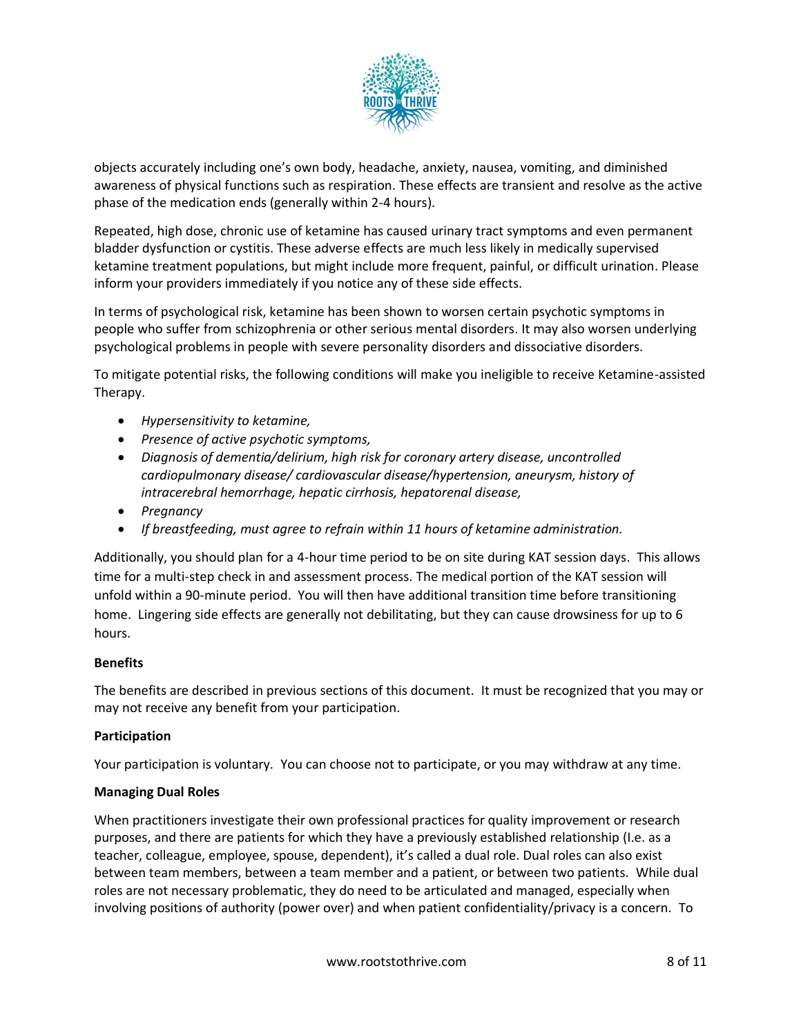objects accurately including one's own body, headache, anxiety, nausea, vomiting, and diminished awareness of physical functions such as respiration. These effects are transient and resolve as the active phase of the medication ends (generally within 2-4 hours).

Repeated, high dose, chronic use of ketamine has caused urinary tract symptoms and even permanent bladder dysfunction or cystitis. These adverse effects are much less likely in medically supervised ketamine treatment populations, but might include more frequent, painful, or difficult urination. Please inform your providers immediately if you notice any of these side effects.

In terms of psychological risk, ketamine has been shown to worsen certain psychotic symptoms in people who suffer from schizophrenia or other serious mental disorders. It may also worsen underlying psychological problems in people with severe personality disorders and dissociative disorders.

To mitigate potential risks, the following conditions will make you ineligible to receive Ketamine-assisted Therapy.

- *Hypersensitivity to ketamine,*
- *Presence of active psychotic symptoms,*
- *Diagnosis of dementia/delirium, high risk for coronary artery disease, uncontrolled cardiopulmonary disease/ cardiovascular disease/hypertension, aneurysm, history of intracerebral hemorrhage, hepatic cirrhosis, hepatorenal disease,*
- *Pregnancy*
- *If breastfeeding, must agree to refrain within 11 hours of ketamine administration.*

Additionally, you should plan for a 4-hour time period to be on site during KAT session days. This allows time for a multi-step check in and assessment process. The medical portion of the KAT session will unfold within a 90-minute period. You will then have additional transition time before transitioning home. Lingering side effects are generally not debilitating, but they can cause drowsiness for up to 6 hours.

**Benefits**

The benefits are described in previous sections of this document. It must be recognized that you may or may not receive any benefit from your participation.

**Participation**

Your participation is voluntary. You can choose not to participate, or you may withdraw at any time.

**Managing Dual Roles**

When practitioners investigate their own professional practices for quality improvement or research purposes, and there are patients for which they have a previously established relationship (I.e. as a teacher, colleague, employee, spouse, dependent), it's called a dual role. Dual roles can also exist between team members, between a team member and a patient, or between two patients. While dual roles are not necessary problematic, they do need to be articulated and managed, especially when involving positions of authority (power over) and when patient confidentiality/privacy is a concern. To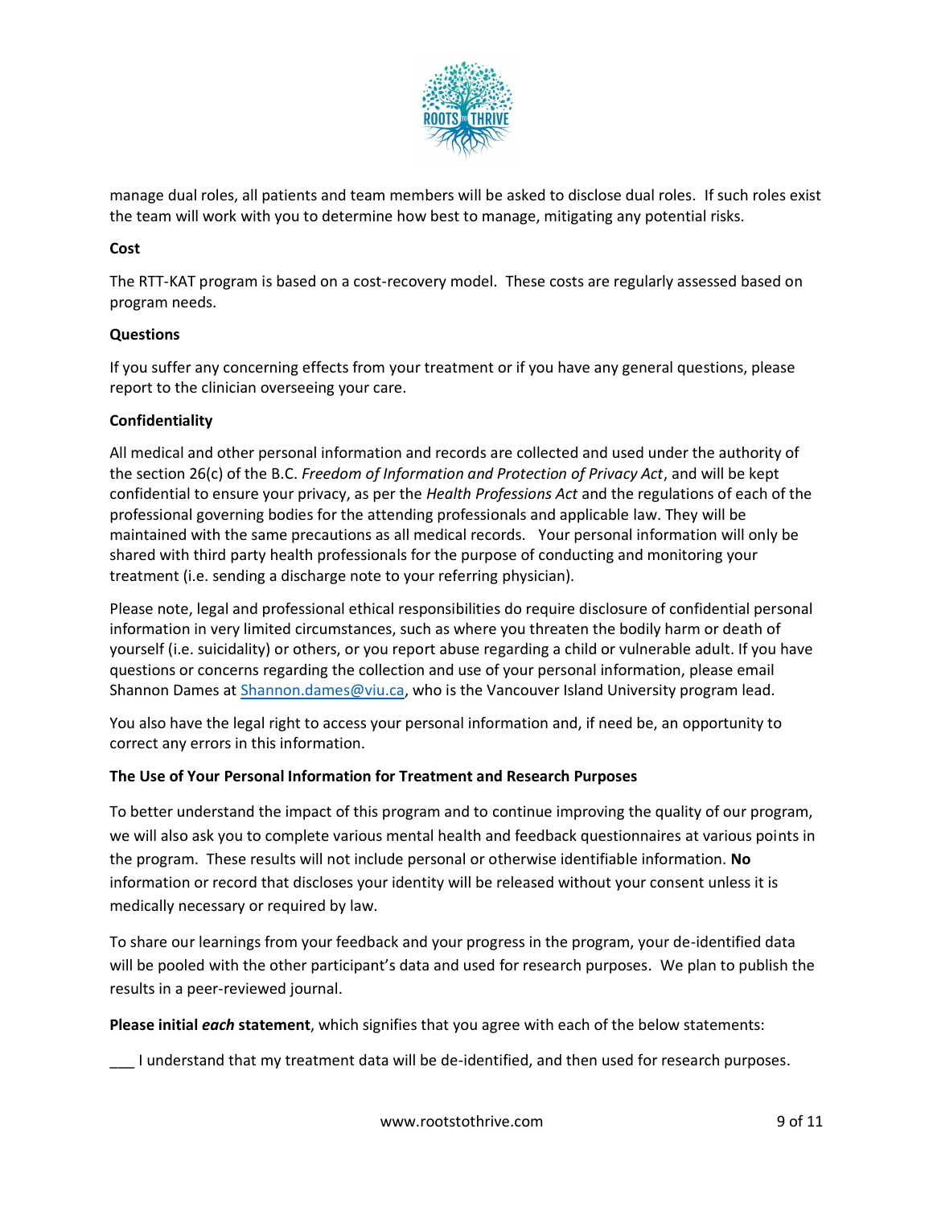manage dual roles, all patients and team members will be asked to disclose dual roles. If such roles exist the team will work with you to determine how best to manage, mitigating any potential risks.

**Cost**

The RTT-KAT program is based on a cost-recovery model. These costs are regularly assessed based on program needs.

**Questions**

If you suffer any concerning effects from your treatment or if you have any general questions, please report to the clinician overseeing your care.

**Confidentiality**

All medical and other personal information and records are collected and used under the authority of the section 26(c) of the B.C. *Freedom of Information and Protection of Privacy Act*, and will be kept confidential to ensure your privacy, as per the *Health Professions Act* and the regulations of each of the professional governing bodies for the attending professionals and applicable law. They will be maintained with the same precautions as all medical records. Your personal information will only be shared with third party health professionals for the purpose of conducting and monitoring your treatment (i.e. sending a discharge note to your referring physician).

Please note, legal and professional ethical responsibilities do require disclosure of confidential personal information in very limited circumstances, such as where you threaten the bodily harm or death of yourself (i.e. suicidality) or others, or you report abuse regarding a child or vulnerable adult. If you have questions or concerns regarding the collection and use of your personal information, please email Shannon Dames at [Shannon.dames@viu.ca](mailto:Shannon.dames@viu.ca), who is the Vancouver Island University program lead.

You also have the legal right to access your personal information and, if need be, an opportunity to correct any errors in this information.

**The Use of Your Personal Information for Treatment and Research Purposes**

To better understand the impact of this program and to continue improving the quality of our program, we will also ask you to complete various mental health and feedback questionnaires at various points in the program. These results will not include personal or otherwise identifiable information. **No** information or record that discloses your identity will be released without your consent unless it is medically necessary or required by law.

To share our learnings from your feedback and your progress in the program, your de-identified data will be pooled with the other participant's data and used for research purposes. We plan to publish the results in a peer-reviewed journal.

**Please initial *each* statement**, which signifies that you agree with each of the below statements:

___ I understand that my treatment data will be de-identified, and then used for research purposes.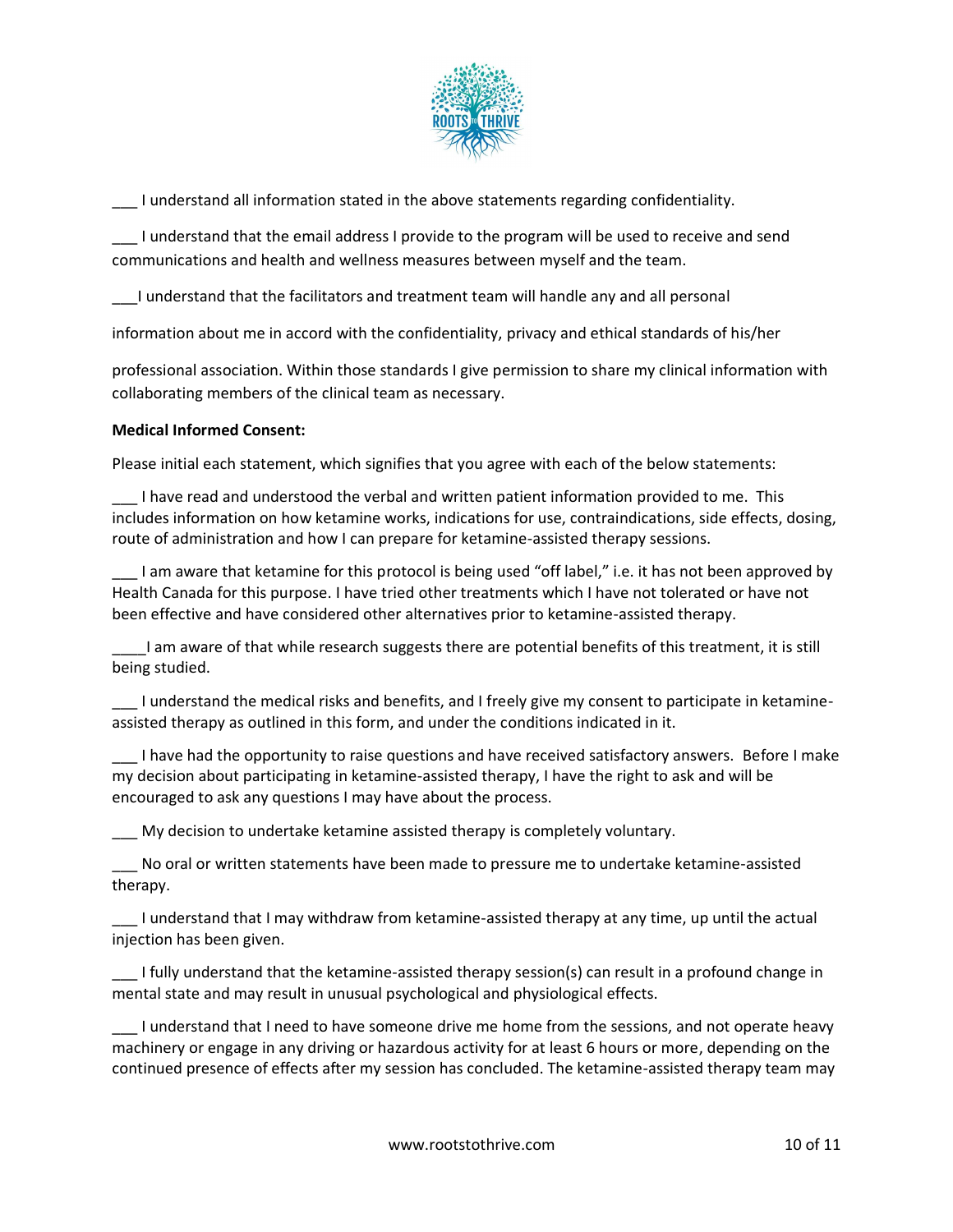___ I understand all information stated in the above statements regarding confidentiality.

___ I understand that the email address I provide to the program will be used to receive and send communications and health and wellness measures between myself and the team.

___I understand that the facilitators and treatment team will handle any and all personal information about me in accord with the confidentiality, privacy and ethical standards of his/her professional association. Within those standards I give permission to share my clinical information with collaborating members of the clinical team as necessary.

**Medical Informed Consent:**

Please initial each statement, which signifies that you agree with each of the below statements:

___ I have read and understood the verbal and written patient information provided to me. This includes information on how ketamine works, indications for use, contraindications, side effects, dosing, route of administration and how I can prepare for ketamine-assisted therapy sessions.

___ I am aware that ketamine for this protocol is being used "off label," i.e. it has not been approved by Health Canada for this purpose. I have tried other treatments which I have not tolerated or have not been effective and have considered other alternatives prior to ketamine-assisted therapy.

____I am aware of that while research suggests there are potential benefits of this treatment, it is still being studied.

___ I understand the medical risks and benefits, and I freely give my consent to participate in ketamine-assisted therapy as outlined in this form, and under the conditions indicated in it.

___ I have had the opportunity to raise questions and have received satisfactory answers. Before I make my decision about participating in ketamine-assisted therapy, I have the right to ask and will be encouraged to ask any questions I may have about the process.

___ My decision to undertake ketamine assisted therapy is completely voluntary.

___ No oral or written statements have been made to pressure me to undertake ketamine-assisted therapy.

___ I understand that I may withdraw from ketamine-assisted therapy at any time, up until the actual injection has been given.

___ I fully understand that the ketamine-assisted therapy session(s) can result in a profound change in mental state and may result in unusual psychological and physiological effects.

___ I understand that I need to have someone drive me home from the sessions, and not operate heavy machinery or engage in any driving or hazardous activity for at least 6 hours or more, depending on the continued presence of effects after my session has concluded. The ketamine-assisted therapy team may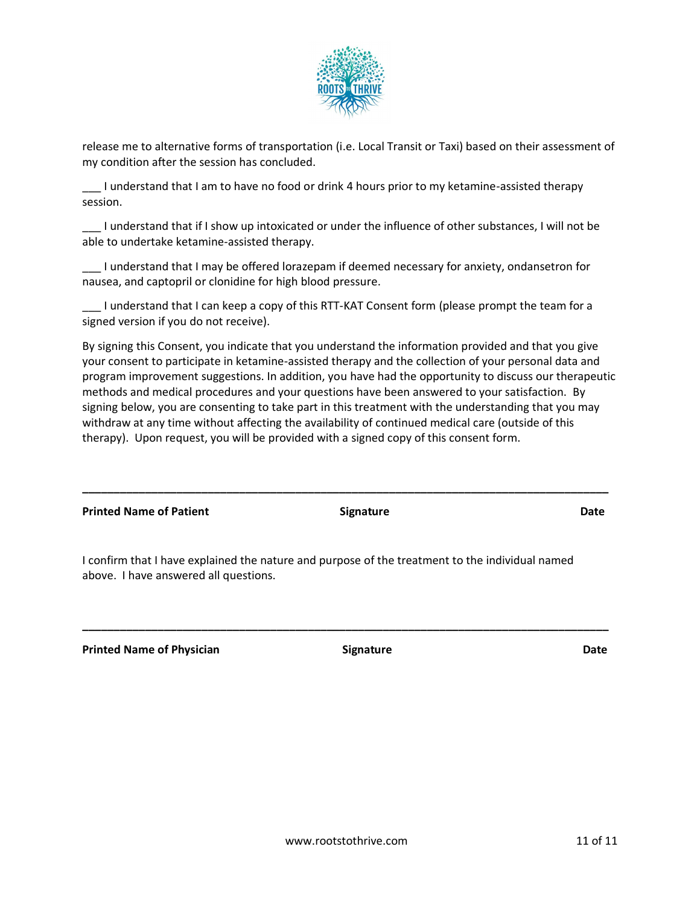release me to alternative forms of transportation (i.e. Local Transit or Taxi) based on their assessment of my condition after the session has concluded.

___ I understand that I am to have no food or drink 4 hours prior to my ketamine-assisted therapy session.

___ I understand that if I show up intoxicated or under the influence of other substances, I will not be able to undertake ketamine-assisted therapy.

___ I understand that I may be offered lorazepam if deemed necessary for anxiety, ondansetron for nausea, and captopril or clonidine for high blood pressure.

___ I understand that I can keep a copy of this RTT-KAT Consent form (please prompt the team for a signed version if you do not receive).

By signing this Consent, you indicate that you understand the information provided and that you give your consent to participate in ketamine-assisted therapy and the collection of your personal data and program improvement suggestions. In addition, you have had the opportunity to discuss our therapeutic methods and medical procedures and your questions have been answered to your satisfaction. By signing below, you are consenting to take part in this treatment with the understanding that you may withdraw at any time without affecting the availability of continued medical care (outside of this therapy). Upon request, you will be provided with a signed copy of this consent form.

______________________________________________________________________________

**Printed Name of Patient** **Signature** **Date**

I confirm that I have explained the nature and purpose of the treatment to the individual named above. I have answered all questions.

______________________________________________________________________________

**Printed Name of Physician** **Signature** **Date**